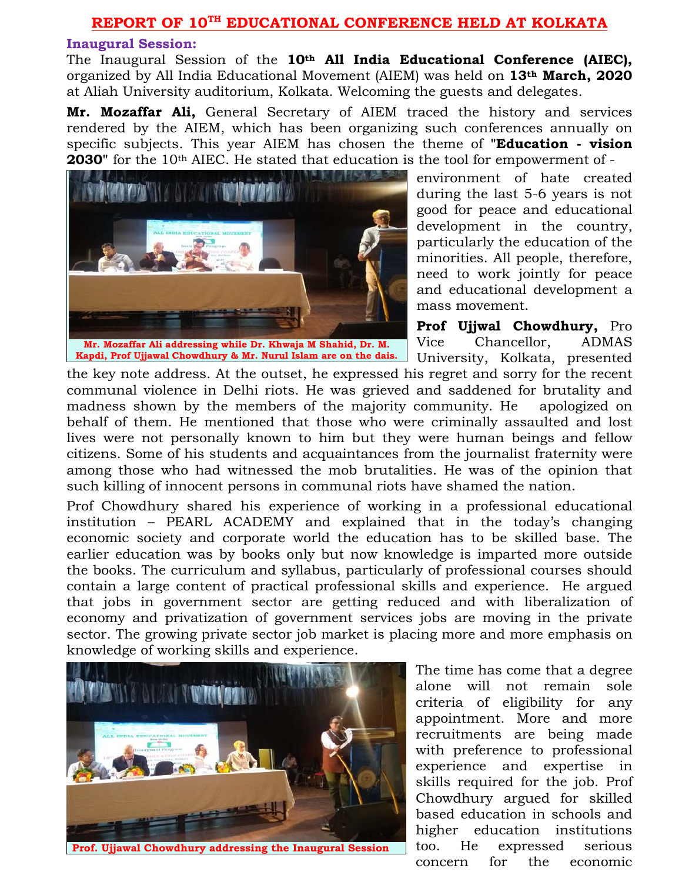# REPORT OF 10TH EDUCATIONAL CONFERENCE HELD AT KOLKATA

## Inaugural Session:

The Inaugural Session of the **10th All India Educational Conference (AIEC),** organized by All India Educational Movement (AIEM) was held on **13th March, 2020** at Aliah University auditorium, Kolkata. Welcoming the guests and delegates.

**Mr. Mozaffar Ali,** General Secretary of AIEM traced the history and services rendered by the AIEM, which has been organizing such conferences annually on specific subjects. This year AIEM has chosen the theme of "**Education - vision 2030**" for the 10th AIEC. He stated that education is the tool for empowerment of - environment of hate created during the last 5-6 years is not good for peace and educational development in the country, particularly the education of the minorities. All people, therefore, need to work jointly for peace and educational development a mass movement.

Mr. Mozaffar Ali addressing while Dr. Khwaja M Shahid, Dr. M. Kapdi, Prof Ujjawal Chowdhury & Mr. Nurul Islam are on the dais.

**Prof Ujjwal Chowdhury,** Pro Vice Chancellor, ADMAS University, Kolkata, presented the key note address. At the outset, he expressed his regret and sorry for the recent communal violence in Delhi riots. He was grieved and saddened for brutality and madness shown by the members of the majority community. He apologized on behalf of them. He mentioned that those who were criminally assaulted and lost lives were not personally known to him but they were human beings and fellow citizens. Some of his students and acquaintances from the journalist fraternity were among those who had witnessed the mob brutalities. He was of the opinion that such killing of innocent persons in communal riots have shamed the nation.

Prof Chowdhury shared his experience of working in a professional educational institution – PEARL ACADEMY and explained that in the today's changing economic society and corporate world the education has to be skilled base. The earlier education was by books only but now knowledge is imparted more outside the books. The curriculum and syllabus, particularly of professional courses should contain a large content of practical professional skills and experience. He argued that jobs in government sector are getting reduced and with liberalization of economy and privatization of government services jobs are moving in the private sector. The growing private sector job market is placing more and more emphasis on knowledge of working skills and experience.

Prof. Ujjawal Chowdhury addressing the Inaugural Session

The time has come that a degree alone will not remain sole criteria of eligibility for any appointment. More and more recruitments are being made with preference to professional experience and expertise in skills required for the job. Prof Chowdhury argued for skilled based education in schools and higher education institutions too. He expressed serious concern for the economic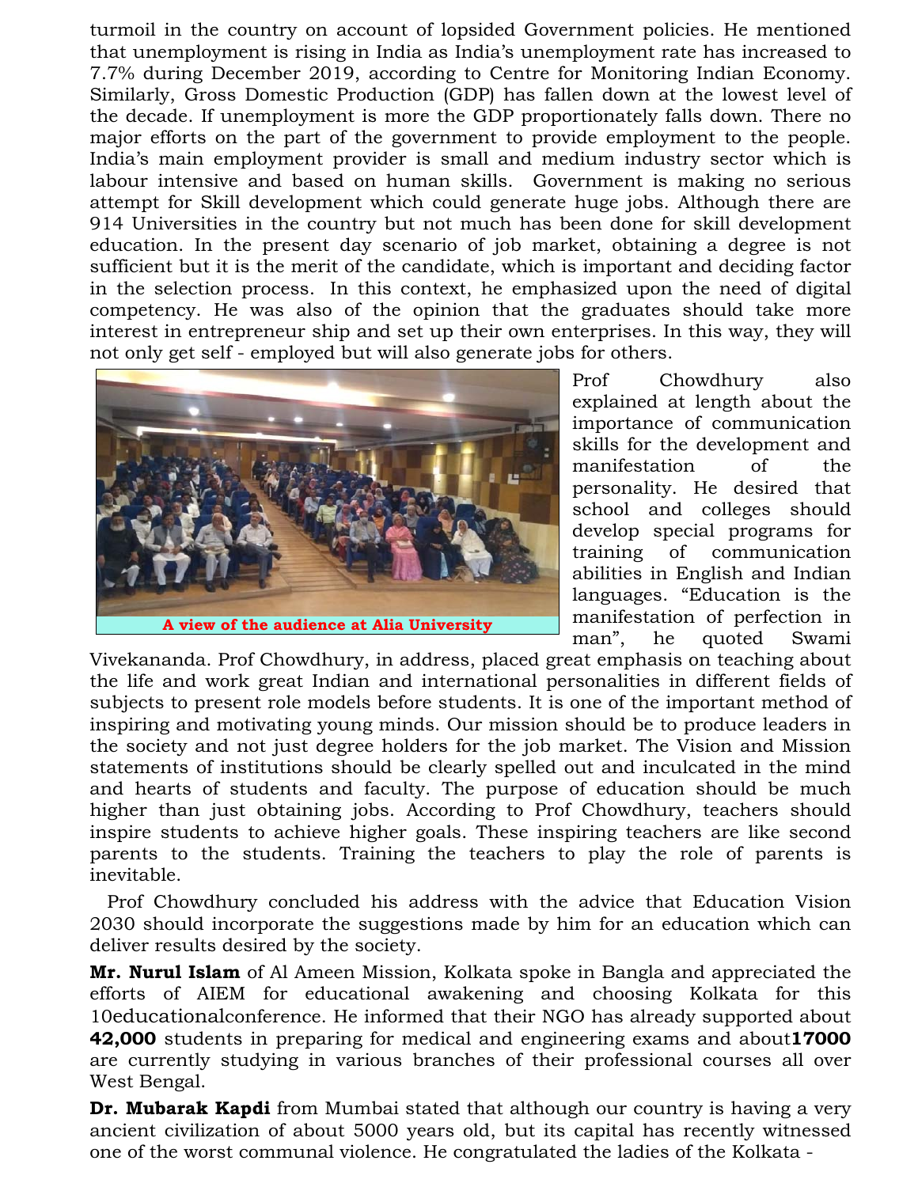turmoil in the country on account of lopsided Government policies. He mentioned that unemployment is rising in India as India's unemployment rate has increased to 7.7% during December 2019, according to Centre for Monitoring Indian Economy. Similarly, Gross Domestic Production (GDP) has fallen down at the lowest level of the decade. If unemployment is more the GDP proportionately falls down. There no major efforts on the part of the government to provide employment to the people. India's main employment provider is small and medium industry sector which is labour intensive and based on human skills. Government is making no serious attempt for Skill development which could generate huge jobs. Although there are 914 Universities in the country but not much has been done for skill development education. In the present day scenario of job market, obtaining a degree is not sufficient but it is the merit of the candidate, which is important and deciding factor in the selection process. In this context, he emphasized upon the need of digital competency. He was also of the opinion that the graduates should take more interest in entrepreneur ship and set up their own enterprises. In this way, they will not only get self - employed but will also generate jobs for others.

**A view of the audience at Alia University**

Prof Chowdhury also explained at length about the importance of communication skills for the development and manifestation of the personality. He desired that school and colleges should develop special programs for training of communication abilities in English and Indian languages. "Education is the manifestation of perfection in man", he quoted Swami Vivekananda. Prof Chowdhury, in address, placed great emphasis on teaching about the life and work great Indian and international personalities in different fields of subjects to present role models before students. It is one of the important method of inspiring and motivating young minds. Our mission should be to produce leaders in the society and not just degree holders for the job market. The Vision and Mission statements of institutions should be clearly spelled out and inculcated in the mind and hearts of students and faculty. The purpose of education should be much higher than just obtaining jobs. According to Prof Chowdhury, teachers should inspire students to achieve higher goals. These inspiring teachers are like second parents to the students. Training the teachers to play the role of parents is inevitable.

Prof Chowdhury concluded his address with the advice that Education Vision 2030 should incorporate the suggestions made by him for an education which can deliver results desired by the society.

**Mr. Nurul Islam** of Al Ameen Mission, Kolkata spoke in Bangla and appreciated the efforts of AIEM for educational awakening and choosing Kolkata for this 10educationalconference. He informed that their NGO has already supported about **42,000** students in preparing for medical and engineering exams and about**17000** are currently studying in various branches of their professional courses all over West Bengal.

**Dr. Mubarak Kapdi** from Mumbai stated that although our country is having a very ancient civilization of about 5000 years old, but its capital has recently witnessed one of the worst communal violence. He congratulated the ladies of the Kolkata -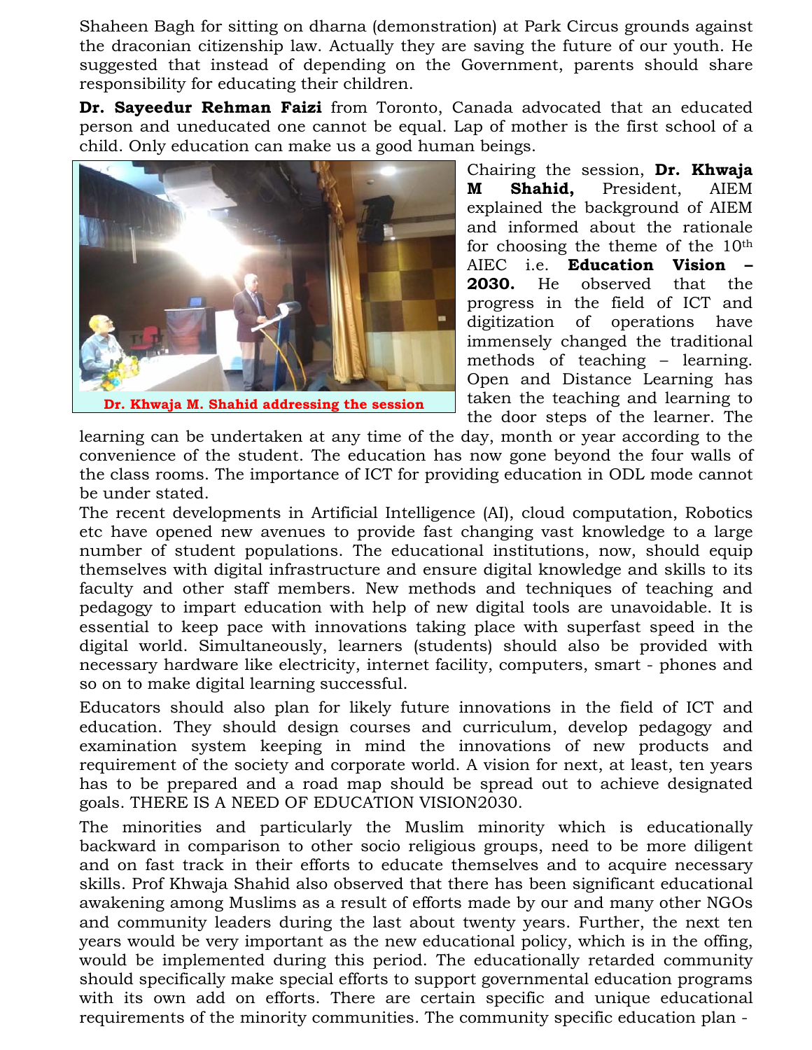Shaheen Bagh for sitting on dharna (demonstration) at Park Circus grounds against the draconian citizenship law. Actually they are saving the future of our youth. He suggested that instead of depending on the Government, parents should share responsibility for educating their children.

**Dr. Sayeedur Rehman Faizi** from Toronto, Canada advocated that an educated person and uneducated one cannot be equal. Lap of mother is the first school of a child. Only education can make us a good human beings.

**Dr. Khwaja M. Shahid addressing the session**

Chairing the session, **Dr. Khwaja M Shahid,** President, AIEM explained the background of AIEM and informed about the rationale for choosing the theme of the 10th AIEC i.e. **Education Vision – 2030.** He observed that the progress in the field of ICT and digitization of operations have immensely changed the traditional methods of teaching – learning. Open and Distance Learning has taken the teaching and learning to the door steps of the learner. The learning can be undertaken at any time of the day, month or year according to the convenience of the student. The education has now gone beyond the four walls of the class rooms. The importance of ICT for providing education in ODL mode cannot be under stated.

The recent developments in Artificial Intelligence (AI), cloud computation, Robotics etc have opened new avenues to provide fast changing vast knowledge to a large number of student populations. The educational institutions, now, should equip themselves with digital infrastructure and ensure digital knowledge and skills to its faculty and other staff members. New methods and techniques of teaching and pedagogy to impart education with help of new digital tools are unavoidable. It is essential to keep pace with innovations taking place with superfast speed in the digital world. Simultaneously, learners (students) should also be provided with necessary hardware like electricity, internet facility, computers, smart - phones and so on to make digital learning successful.

Educators should also plan for likely future innovations in the field of ICT and education. They should design courses and curriculum, develop pedagogy and examination system keeping in mind the innovations of new products and requirement of the society and corporate world. A vision for next, at least, ten years has to be prepared and a road map should be spread out to achieve designated goals. THERE IS A NEED OF EDUCATION VISION2030.

The minorities and particularly the Muslim minority which is educationally backward in comparison to other socio religious groups, need to be more diligent and on fast track in their efforts to educate themselves and to acquire necessary skills. Prof Khwaja Shahid also observed that there has been significant educational awakening among Muslims as a result of efforts made by our and many other NGOs and community leaders during the last about twenty years. Further, the next ten years would be very important as the new educational policy, which is in the offing, would be implemented during this period. The educationally retarded community should specifically make special efforts to support governmental education programs with its own add on efforts. There are certain specific and unique educational requirements of the minority communities. The community specific education plan -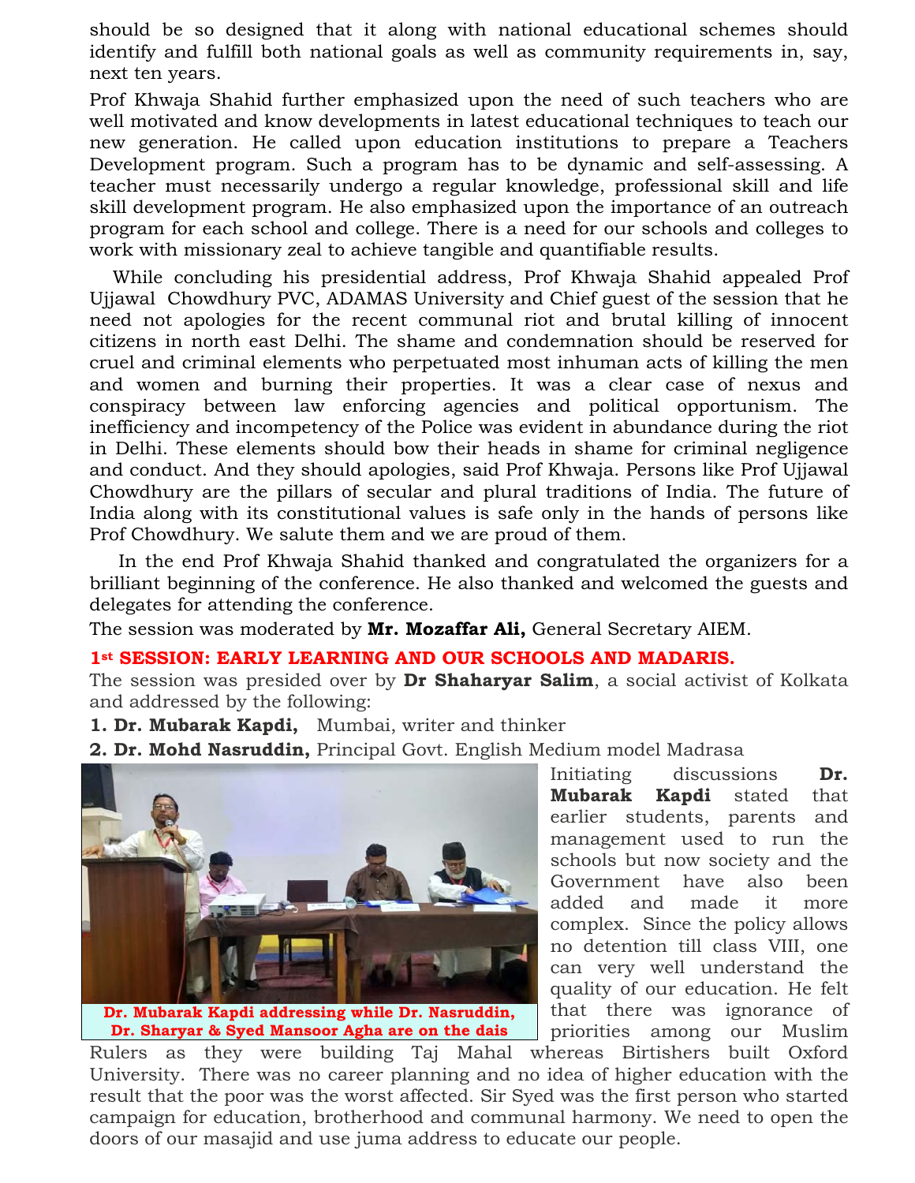should be so designed that it along with national educational schemes should identify and fulfill both national goals as well as community requirements in, say, next ten years.

Prof Khwaja Shahid further emphasized upon the need of such teachers who are well motivated and know developments in latest educational techniques to teach our new generation. He called upon education institutions to prepare a Teachers Development program. Such a program has to be dynamic and self-assessing. A teacher must necessarily undergo a regular knowledge, professional skill and life skill development program. He also emphasized upon the importance of an outreach program for each school and college. There is a need for our schools and colleges to work with missionary zeal to achieve tangible and quantifiable results.

While concluding his presidential address, Prof Khwaja Shahid appealed Prof Ujjawal Chowdhury PVC, ADAMAS University and Chief guest of the session that he need not apologies for the recent communal riot and brutal killing of innocent citizens in north east Delhi. The shame and condemnation should be reserved for cruel and criminal elements who perpetuated most inhuman acts of killing the men and women and burning their properties. It was a clear case of nexus and conspiracy between law enforcing agencies and political opportunism. The inefficiency and incompetency of the Police was evident in abundance during the riot in Delhi. These elements should bow their heads in shame for criminal negligence and conduct. And they should apologies, said Prof Khwaja. Persons like Prof Ujjawal Chowdhury are the pillars of secular and plural traditions of India. The future of India along with its constitutional values is safe only in the hands of persons like Prof Chowdhury. We salute them and we are proud of them.

In the end Prof Khwaja Shahid thanked and congratulated the organizers for a brilliant beginning of the conference. He also thanked and welcomed the guests and delegates for attending the conference.

The session was moderated by **Mr. Mozaffar Ali,** General Secretary AIEM.

## 1st SESSION: EARLY LEARNING AND OUR SCHOOLS AND MADARIS.

The session was presided over by **Dr Shaharyar Salim**, a social activist of Kolkata and addressed by the following:

1. **Dr. Mubarak Kapdi,** Mumbai, writer and thinker
2. **Dr. Mohd Nasruddin,** Principal Govt. English Medium model Madrasa

**Dr. Mubarak Kapdi addressing while Dr. Nasruddin, Dr. Sharyar & Syed Mansoor Agha are on the dais**

Initiating discussions **Dr. Mubarak Kapdi** stated that earlier students, parents and management used to run the schools but now society and the Government have also been added and made it more complex. Since the policy allows no detention till class VIII, one can very well understand the quality of our education. He felt that there was ignorance of priorities among our Muslim Rulers as they were building Taj Mahal whereas Birtishers built Oxford University. There was no career planning and no idea of higher education with the result that the poor was the worst affected. Sir Syed was the first person who started campaign for education, brotherhood and communal harmony. We need to open the doors of our masajid and use juma address to educate our people.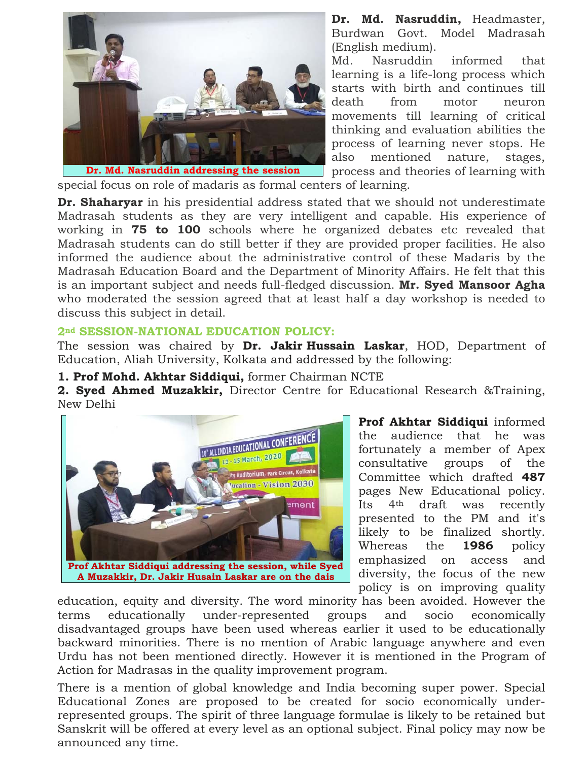Dr. Md. Nasruddin addressing the session

**Dr. Md. Nasruddin,** Headmaster, Burdwan Govt. Model Madrasah (English medium).

Md. Nasruddin informed that learning is a life-long process which starts with birth and continues till death from motor neuron movements till learning of critical thinking and evaluation abilities the process of learning never stops. He also mentioned nature, stages, process and theories of learning with special focus on role of madaris as formal centers of learning.

**Dr. Shaharyar** in his presidential address stated that we should not underestimate Madrasah students as they are very intelligent and capable. His experience of working in **75 to 100** schools where he organized debates etc revealed that Madrasah students can do still better if they are provided proper facilities. He also informed the audience about the administrative control of these Madaris by the Madrasah Education Board and the Department of Minority Affairs. He felt that this is an important subject and needs full-fledged discussion. **Mr. Syed Mansoor Agha** who moderated the session agreed that at least half a day workshop is needed to discuss this subject in detail.

### 2nd SESSION-NATIONAL EDUCATION POLICY:

The session was chaired by **Dr. Jakir Hussain Laskar**, HOD, Department of Education, Aliah University, Kolkata and addressed by the following:

**1. Prof Mohd. Akhtar Siddiqui,** former Chairman NCTE
**2. Syed Ahmed Muzakkir,** Director Centre for Educational Research &Training, New Delhi

Prof Akhtar Siddiqui addressing the session, while Syed A Muzakkir, Dr. Jakir Husain Laskar are on the dais

**Prof Akhtar Siddiqui** informed the audience that he was fortunately a member of Apex consultative groups of the Committee which drafted **487** pages New Educational policy. Its 4th draft was recently presented to the PM and it's likely to be finalized shortly. Whereas the **1986** policy emphasized on access and diversity, the focus of the new policy is on improving quality education, equity and diversity. The word minority has been avoided. However the terms educationally under-represented groups and socio economically disadvantaged groups have been used whereas earlier it used to be educationally backward minorities. There is no mention of Arabic language anywhere and even Urdu has not been mentioned directly. However it is mentioned in the Program of Action for Madrasas in the quality improvement program.

There is a mention of global knowledge and India becoming super power. Special Educational Zones are proposed to be created for socio economically under-represented groups. The spirit of three language formulae is likely to be retained but Sanskrit will be offered at every level as an optional subject. Final policy may now be announced any time.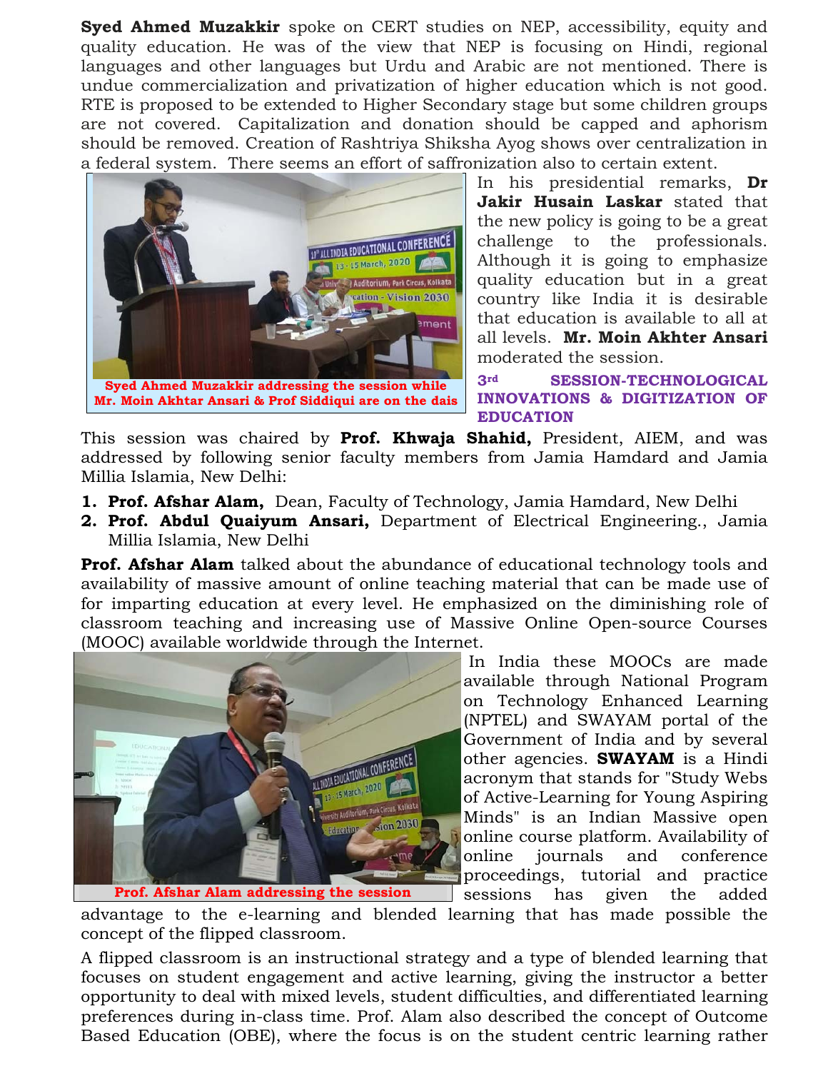**Syed Ahmed Muzakkir** spoke on CERT studies on NEP, accessibility, equity and quality education. He was of the view that NEP is focusing on Hindi, regional languages and other languages but Urdu and Arabic are not mentioned. There is undue commercialization and privatization of higher education which is not good. RTE is proposed to be extended to Higher Secondary stage but some children groups are not covered. Capitalization and donation should be capped and aphorism should be removed. Creation of Rashtriya Shiksha Ayog shows over centralization in a federal system. There seems an effort of saffronization also to certain extent.

Syed Ahmed Muzakkir addressing the session while Mr. Moin Akhtar Ansari & Prof Siddiqui are on the dais

In his presidential remarks, **Dr Jakir Husain Laskar** stated that the new policy is going to be a great challenge to the professionals. Although it is going to emphasize quality education but in a great country like India it is desirable that education is available to all at all levels. **Mr. Moin Akhter Ansari** moderated the session.

### 3rd SESSION-TECHNOLOGICAL INNOVATIONS & DIGITIZATION OF EDUCATION

This session was chaired by **Prof. Khwaja Shahid,** President, AIEM, and was addressed by following senior faculty members from Jamia Hamdard and Jamia Millia Islamia, New Delhi:

1. **Prof. Afshar Alam,** Dean, Faculty of Technology, Jamia Hamdard, New Delhi
2. **Prof. Abdul Quaiyum Ansari,** Department of Electrical Engineering., Jamia Millia Islamia, New Delhi

**Prof. Afshar Alam** talked about the abundance of educational technology tools and availability of massive amount of online teaching material that can be made use of for imparting education at every level. He emphasized on the diminishing role of classroom teaching and increasing use of Massive Online Open-source Courses (MOOC) available worldwide through the Internet.

Prof. Afshar Alam addressing the session

In India these MOOCs are made available through National Program on Technology Enhanced Learning (NPTEL) and SWAYAM portal of the Government of India and by several other agencies. **SWAYAM** is a Hindi acronym that stands for "Study Webs of Active-Learning for Young Aspiring Minds" is an Indian Massive open online course platform. Availability of online journals and conference proceedings, tutorial and practice sessions has given the added advantage to the e-learning and blended learning that has made possible the concept of the flipped classroom.

A flipped classroom is an instructional strategy and a type of blended learning that focuses on student engagement and active learning, giving the instructor a better opportunity to deal with mixed levels, student difficulties, and differentiated learning preferences during in-class time. Prof. Alam also described the concept of Outcome Based Education (OBE), where the focus is on the student centric learning rather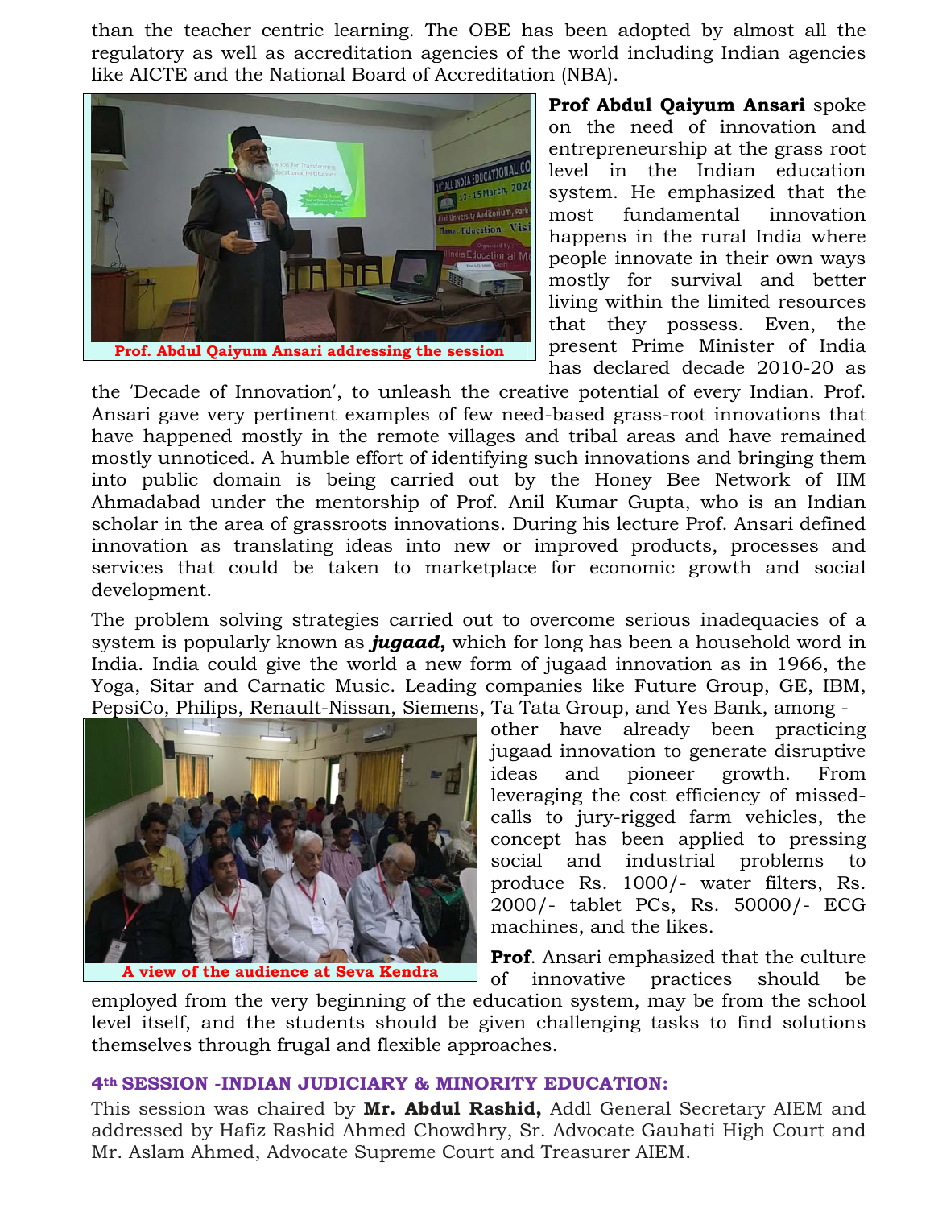than the teacher centric learning. The OBE has been adopted by almost all the regulatory as well as accreditation agencies of the world including Indian agencies like AICTE and the National Board of Accreditation (NBA).

Prof. Abdul Qaiyum Ansari addressing the session

**Prof Abdul Qaiyum Ansari** spoke on the need of innovation and entrepreneurship at the grass root level in the Indian education system. He emphasized that the most fundamental innovation happens in the rural India where people innovate in their own ways mostly for survival and better living within the limited resources that they possess. Even, the present Prime Minister of India has declared decade 2010-20 as the 'Decade of Innovation', to unleash the creative potential of every Indian. Prof. Ansari gave very pertinent examples of few need-based grass-root innovations that have happened mostly in the remote villages and tribal areas and have remained mostly unnoticed. A humble effort of identifying such innovations and bringing them into public domain is being carried out by the Honey Bee Network of IIM Ahmadabad under the mentorship of Prof. Anil Kumar Gupta, who is an Indian scholar in the area of grassroots innovations. During his lecture Prof. Ansari defined innovation as translating ideas into new or improved products, processes and services that could be taken to marketplace for economic growth and social development.

The problem solving strategies carried out to overcome serious inadequacies of a system is popularly known as ***jugaad*,** which for long has been a household word in India. India could give the world a new form of jugaad innovation as in 1966, the Yoga, Sitar and Carnatic Music. Leading companies like Future Group, GE, IBM, PepsiCo, Philips, Renault-Nissan, Siemens, Ta Tata Group, and Yes Bank, among - other have already been practicing jugaad innovation to generate disruptive ideas and pioneer growth. From leveraging the cost efficiency of missed-calls to jury-rigged farm vehicles, the concept has been applied to pressing social and industrial problems to produce Rs. 1000/- water filters, Rs. 2000/- tablet PCs, Rs. 50000/- ECG machines, and the likes.

A view of the audience at Seva Kendra

**Prof**. Ansari emphasized that the culture of innovative practices should be employed from the very beginning of the education system, may be from the school level itself, and the students should be given challenging tasks to find solutions themselves through frugal and flexible approaches.

### 4th SESSION -INDIAN JUDICIARY & MINORITY EDUCATION:

This session was chaired by **Mr. Abdul Rashid,** Addl General Secretary AIEM and addressed by Hafiz Rashid Ahmed Chowdhry, Sr. Advocate Gauhati High Court and Mr. Aslam Ahmed, Advocate Supreme Court and Treasurer AIEM.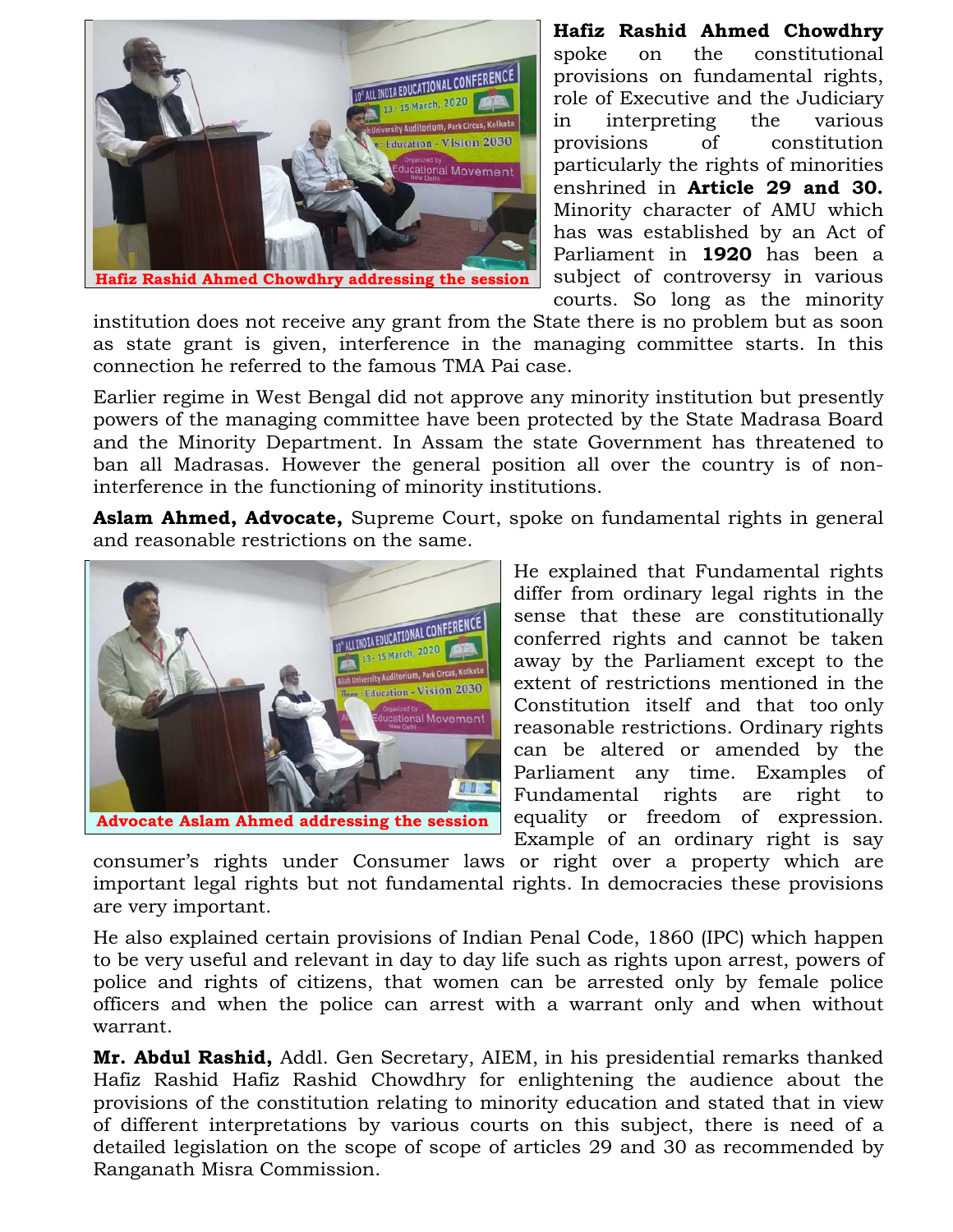**Hafiz Rashid Ahmed Chowdhry** spoke on the constitutional provisions on fundamental rights, role of Executive and the Judiciary in interpreting the various provisions of constitution particularly the rights of minorities enshrined in **Article 29 and 30.** Minority character of AMU which has was established by an Act of Parliament in **1920** has been a subject of controversy in various courts. So long as the minority institution does not receive any grant from the State there is no problem but as soon as state grant is given, interference in the managing committee starts. In this connection he referred to the famous TMA Pai case.

Hafiz Rashid Ahmed Chowdhry addressing the session

Earlier regime in West Bengal did not approve any minority institution but presently powers of the managing committee have been protected by the State Madrasa Board and the Minority Department. In Assam the state Government has threatened to ban all Madrasas. However the general position all over the country is of non-interference in the functioning of minority institutions.

**Aslam Ahmed, Advocate,** Supreme Court, spoke on fundamental rights in general and reasonable restrictions on the same.

He explained that Fundamental rights differ from ordinary legal rights in the sense that these are constitutionally conferred rights and cannot be taken away by the Parliament except to the extent of restrictions mentioned in the Constitution itself and that too only reasonable restrictions. Ordinary rights can be altered or amended by the Parliament any time. Examples of Fundamental rights are right to equality or freedom of expression. Example of an ordinary right is say consumer's rights under Consumer laws or right over a property which are important legal rights but not fundamental rights. In democracies these provisions are very important.

Advocate Aslam Ahmed addressing the session

He also explained certain provisions of Indian Penal Code, 1860 (IPC) which happen to be very useful and relevant in day to day life such as rights upon arrest, powers of police and rights of citizens, that women can be arrested only by female police officers and when the police can arrest with a warrant only and when without warrant.

**Mr. Abdul Rashid,** Addl. Gen Secretary, AIEM, in his presidential remarks thanked Hafiz Rashid Hafiz Rashid Chowdhry for enlightening the audience about the provisions of the constitution relating to minority education and stated that in view of different interpretations by various courts on this subject, there is need of a detailed legislation on the scope of scope of articles 29 and 30 as recommended by Ranganath Misra Commission.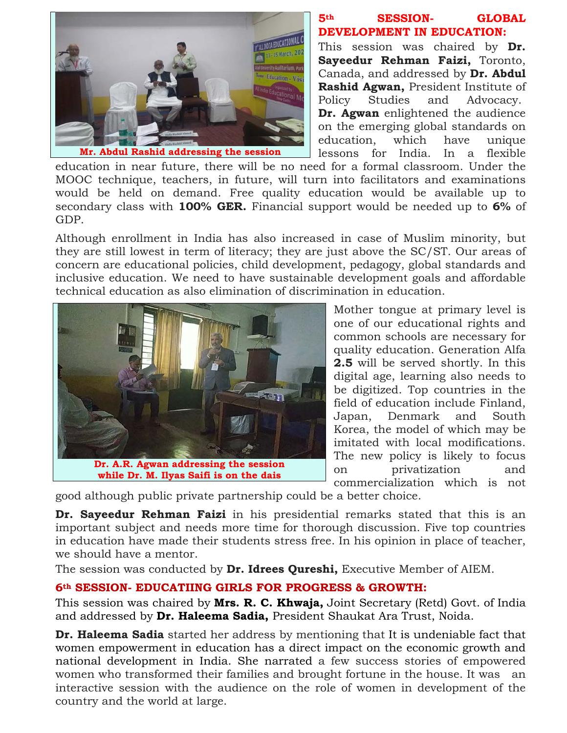Mr. Abdul Rashid addressing the session

**5th SESSION- GLOBAL DEVELOPMENT IN EDUCATION:**

This session was chaired by **Dr. Sayeedur Rehman Faizi,** Toronto, Canada, and addressed by **Dr. Abdul Rashid Agwan,** President Institute of Policy Studies and Advocacy. **Dr. Agwan** enlightened the audience on the emerging global standards on education, which have unique lessons for India. In a flexible education in near future, there will be no need for a formal classroom. Under the MOOC technique, teachers, in future, will turn into facilitators and examinations would be held on demand. Free quality education would be available up to secondary class with **100% GER.** Financial support would be needed up to **6%** of GDP.

Although enrollment in India has also increased in case of Muslim minority, but they are still lowest in term of literacy; they are just above the SC/ST. Our areas of concern are educational policies, child development, pedagogy, global standards and inclusive education. We need to have sustainable development goals and affordable technical education as also elimination of discrimination in education.

Dr. A.R. Agwan addressing the session while Dr. M. Ilyas Saifi is on the dais

Mother tongue at primary level is one of our educational rights and common schools are necessary for quality education. Generation Alfa **2.5** will be served shortly. In this digital age, learning also needs to be digitized. Top countries in the field of education include Finland, Japan, Denmark and South Korea, the model of which may be imitated with local modifications. The new policy is likely to focus on privatization and commercialization which is not good although public private partnership could be a better choice.

**Dr. Sayeedur Rehman Faizi** in his presidential remarks stated that this is an important subject and needs more time for thorough discussion. Five top countries in education have made their students stress free. In his opinion in place of teacher, we should have a mentor.

The session was conducted by **Dr. Idrees Qureshi,** Executive Member of AIEM.

**6th SESSION- EDUCATIING GIRLS FOR PROGRESS & GROWTH:**

This session was chaired by **Mrs. R. C. Khwaja,** Joint Secretary (Retd) Govt. of India and addressed by **Dr. Haleema Sadia,** President Shaukat Ara Trust, Noida.

**Dr. Haleema Sadia** started her address by mentioning that It is undeniable fact that women empowerment in education has a direct impact on the economic growth and national development in India. She narrated a few success stories of empowered women who transformed their families and brought fortune in the house. It was an interactive session with the audience on the role of women in development of the country and the world at large.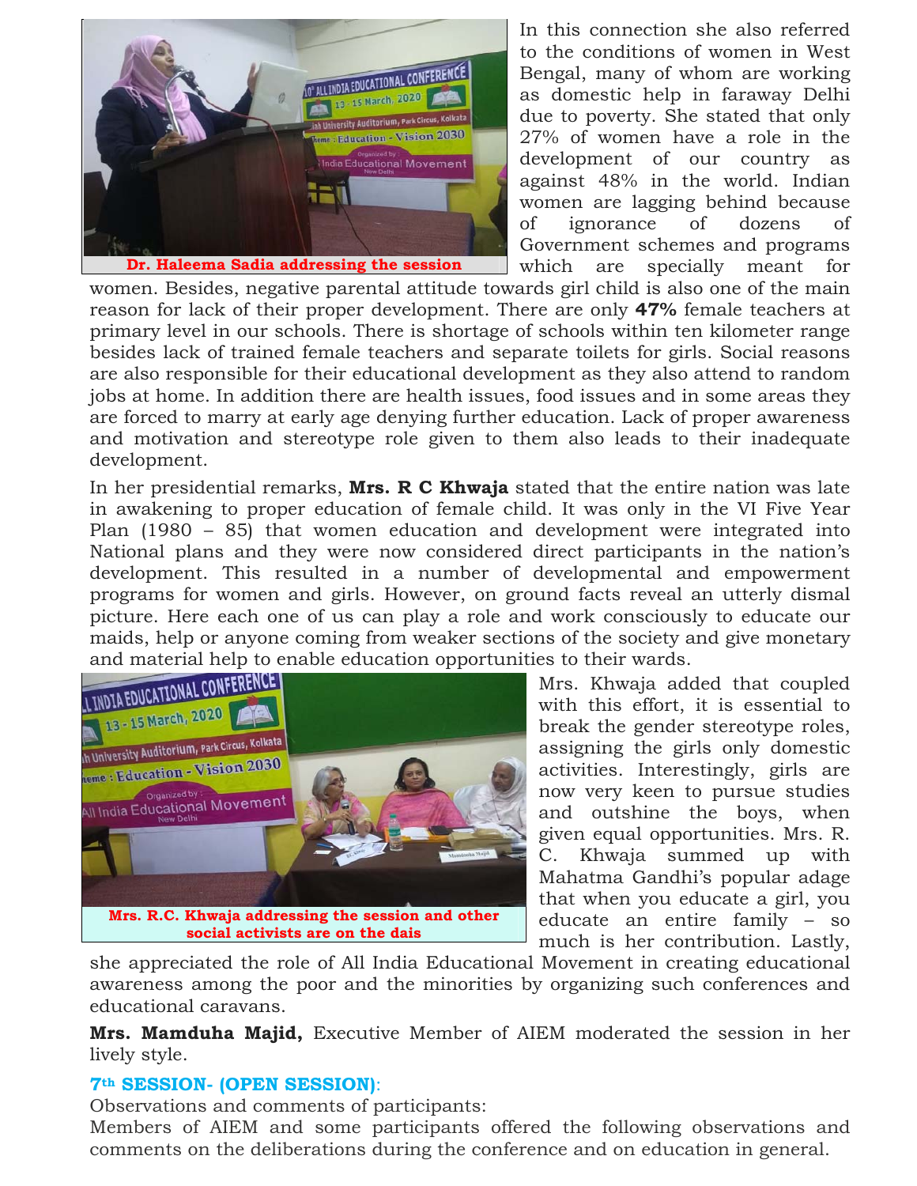Dr. Haleema Sadia addressing the session

In this connection she also referred to the conditions of women in West Bengal, many of whom are working as domestic help in faraway Delhi due to poverty. She stated that only 27% of women have a role in the development of our country as against 48% in the world. Indian women are lagging behind because of ignorance of dozens of Government schemes and programs which are specially meant for women. Besides, negative parental attitude towards girl child is also one of the main reason for lack of their proper development. There are only **47%** female teachers at primary level in our schools. There is shortage of schools within ten kilometer range besides lack of trained female teachers and separate toilets for girls. Social reasons are also responsible for their educational development as they also attend to random jobs at home. In addition there are health issues, food issues and in some areas they are forced to marry at early age denying further education. Lack of proper awareness and motivation and stereotype role given to them also leads to their inadequate development.

In her presidential remarks, **Mrs. R C Khwaja** stated that the entire nation was late in awakening to proper education of female child. It was only in the VI Five Year Plan (1980 – 85) that women education and development were integrated into National plans and they were now considered direct participants in the nation's development. This resulted in a number of developmental and empowerment programs for women and girls. However, on ground facts reveal an utterly dismal picture. Here each one of us can play a role and work consciously to educate our maids, help or anyone coming from weaker sections of the society and give monetary and material help to enable education opportunities to their wards.

Mrs. R.C. Khwaja addressing the session and other social activists are on the dais

Mrs. Khwaja added that coupled with this effort, it is essential to break the gender stereotype roles, assigning the girls only domestic activities. Interestingly, girls are now very keen to pursue studies and outshine the boys, when given equal opportunities. Mrs. R. C. Khwaja summed up with Mahatma Gandhi's popular adage that when you educate a girl, you educate an entire family – so much is her contribution. Lastly, she appreciated the role of All India Educational Movement in creating educational awareness among the poor and the minorities by organizing such conferences and educational caravans.

**Mrs. Mamduha Majid,** Executive Member of AIEM moderated the session in her lively style.

### 7th SESSION- (OPEN SESSION):

Observations and comments of participants:

Members of AIEM and some participants offered the following observations and comments on the deliberations during the conference and on education in general.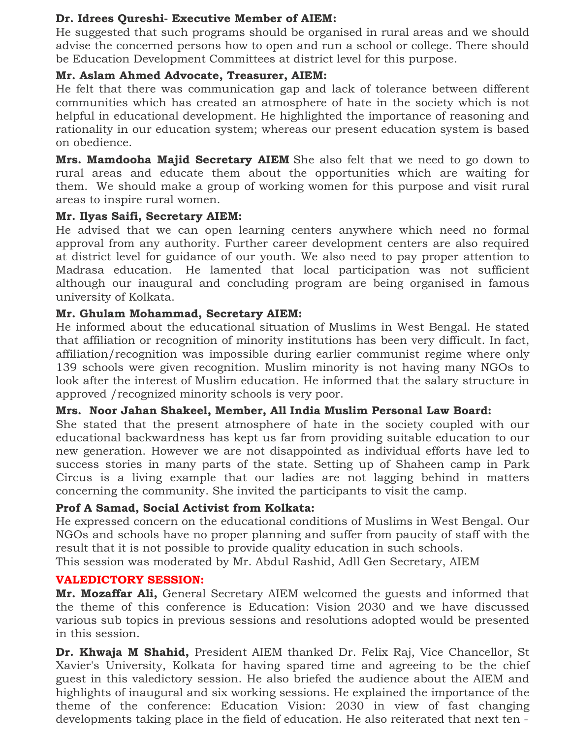**Dr. Idrees Qureshi- Executive Member of AIEM:**
He suggested that such programs should be organised in rural areas and we should advise the concerned persons how to open and run a school or college. There should be Education Development Committees at district level for this purpose.

**Mr. Aslam Ahmed Advocate, Treasurer, AIEM:**
He felt that there was communication gap and lack of tolerance between different communities which has created an atmosphere of hate in the society which is not helpful in educational development. He highlighted the importance of reasoning and rationality in our education system; whereas our present education system is based on obedience.

**Mrs. Mamdooha Majid Secretary AIEM** She also felt that we need to go down to rural areas and educate them about the opportunities which are waiting for them. We should make a group of working women for this purpose and visit rural areas to inspire rural women.

**Mr. Ilyas Saifi, Secretary AIEM:**
He advised that we can open learning centers anywhere which need no formal approval from any authority. Further career development centers are also required at district level for guidance of our youth. We also need to pay proper attention to Madrasa education. He lamented that local participation was not sufficient although our inaugural and concluding program are being organised in famous university of Kolkata.

**Mr. Ghulam Mohammad, Secretary AIEM:**
He informed about the educational situation of Muslims in West Bengal. He stated that affiliation or recognition of minority institutions has been very difficult. In fact, affiliation/recognition was impossible during earlier communist regime where only 139 schools were given recognition. Muslim minority is not having many NGOs to look after the interest of Muslim education. He informed that the salary structure in approved /recognized minority schools is very poor.

**Mrs. Noor Jahan Shakeel, Member, All India Muslim Personal Law Board:**
She stated that the present atmosphere of hate in the society coupled with our educational backwardness has kept us far from providing suitable education to our new generation. However we are not disappointed as individual efforts have led to success stories in many parts of the state. Setting up of Shaheen camp in Park Circus is a living example that our ladies are not lagging behind in matters concerning the community. She invited the participants to visit the camp.

**Prof A Samad, Social Activist from Kolkata:**
He expressed concern on the educational conditions of Muslims in West Bengal. Our NGOs and schools have no proper planning and suffer from paucity of staff with the result that it is not possible to provide quality education in such schools.
This session was moderated by Mr. Abdul Rashid, Adll Gen Secretary, AIEM

## VALEDICTORY SESSION:

**Mr. Mozaffar Ali,** General Secretary AIEM welcomed the guests and informed that the theme of this conference is Education: Vision 2030 and we have discussed various sub topics in previous sessions and resolutions adopted would be presented in this session.

**Dr. Khwaja M Shahid,** President AIEM thanked Dr. Felix Raj, Vice Chancellor, St Xavier's University, Kolkata for having spared time and agreeing to be the chief guest in this valedictory session. He also briefed the audience about the AIEM and highlights of inaugural and six working sessions. He explained the importance of the theme of the conference: Education Vision: 2030 in view of fast changing developments taking place in the field of education. He also reiterated that next ten -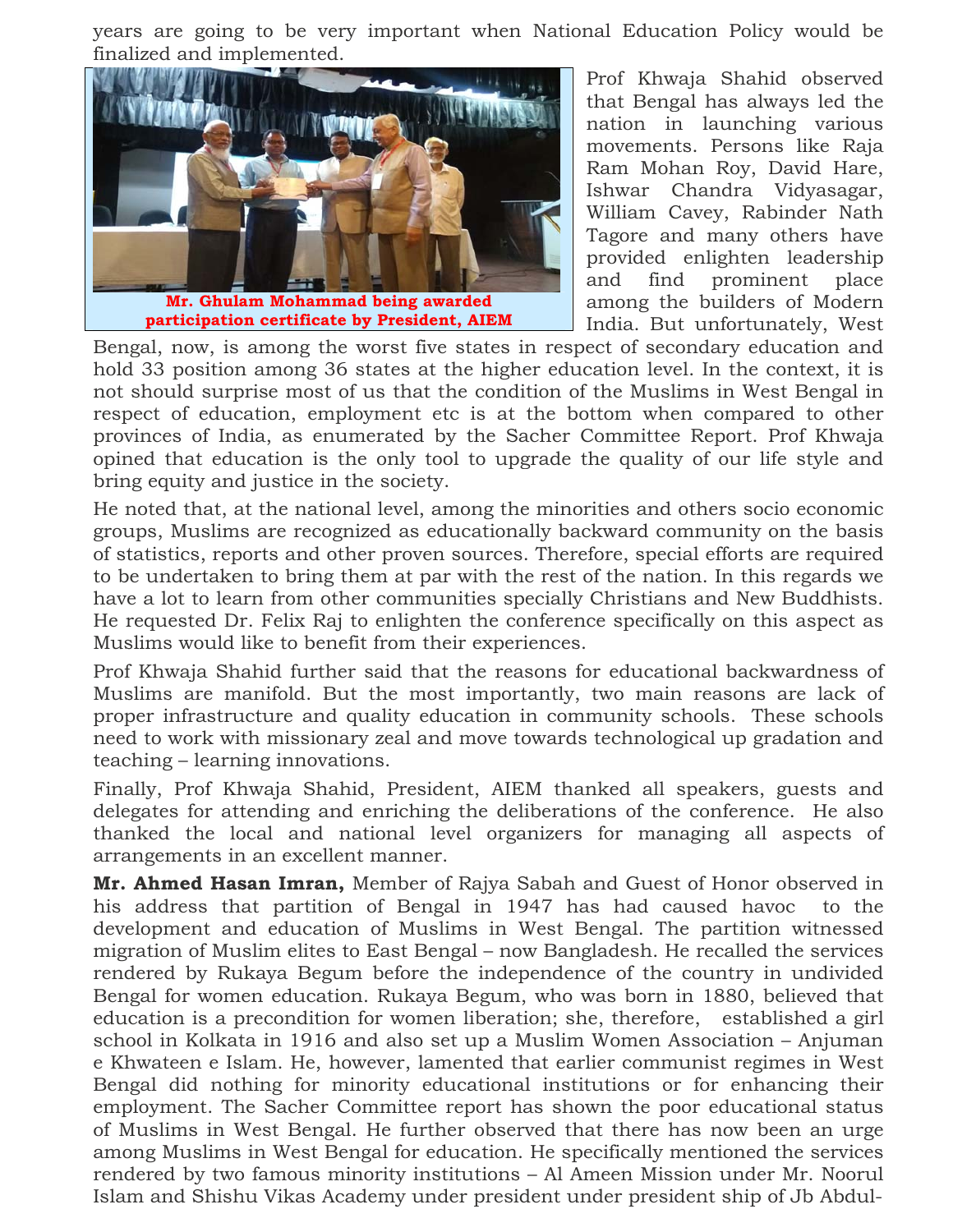years are going to be very important when National Education Policy would be finalized and implemented.

**Mr. Ghulam Mohammad being awarded participation certificate by President, AIEM**

Prof Khwaja Shahid observed that Bengal has always led the nation in launching various movements. Persons like Raja Ram Mohan Roy, David Hare, Ishwar Chandra Vidyasagar, William Cavey, Rabinder Nath Tagore and many others have provided enlighten leadership and find prominent place among the builders of Modern India. But unfortunately, West Bengal, now, is among the worst five states in respect of secondary education and hold 33 position among 36 states at the higher education level. In the context, it is not should surprise most of us that the condition of the Muslims in West Bengal in respect of education, employment etc is at the bottom when compared to other provinces of India, as enumerated by the Sacher Committee Report. Prof Khwaja opined that education is the only tool to upgrade the quality of our life style and bring equity and justice in the society.

He noted that, at the national level, among the minorities and others socio economic groups, Muslims are recognized as educationally backward community on the basis of statistics, reports and other proven sources. Therefore, special efforts are required to be undertaken to bring them at par with the rest of the nation. In this regards we have a lot to learn from other communities specially Christians and New Buddhists. He requested Dr. Felix Raj to enlighten the conference specifically on this aspect as Muslims would like to benefit from their experiences.

Prof Khwaja Shahid further said that the reasons for educational backwardness of Muslims are manifold. But the most importantly, two main reasons are lack of proper infrastructure and quality education in community schools. These schools need to work with missionary zeal and move towards technological up gradation and teaching – learning innovations.

Finally, Prof Khwaja Shahid, President, AIEM thanked all speakers, guests and delegates for attending and enriching the deliberations of the conference. He also thanked the local and national level organizers for managing all aspects of arrangements in an excellent manner.

**Mr. Ahmed Hasan Imran,** Member of Rajya Sabah and Guest of Honor observed in his address that partition of Bengal in 1947 has had caused havoc to the development and education of Muslims in West Bengal. The partition witnessed migration of Muslim elites to East Bengal – now Bangladesh. He recalled the services rendered by Rukaya Begum before the independence of the country in undivided Bengal for women education. Rukaya Begum, who was born in 1880, believed that education is a precondition for women liberation; she, therefore, established a girl school in Kolkata in 1916 and also set up a Muslim Women Association – Anjuman e Khwateen e Islam. He, however, lamented that earlier communist regimes in West Bengal did nothing for minority educational institutions or for enhancing their employment. The Sacher Committee report has shown the poor educational status of Muslims in West Bengal. He further observed that there has now been an urge among Muslims in West Bengal for education. He specifically mentioned the services rendered by two famous minority institutions – Al Ameen Mission under Mr. Noorul Islam and Shishu Vikas Academy under president under president ship of Jb Abdul-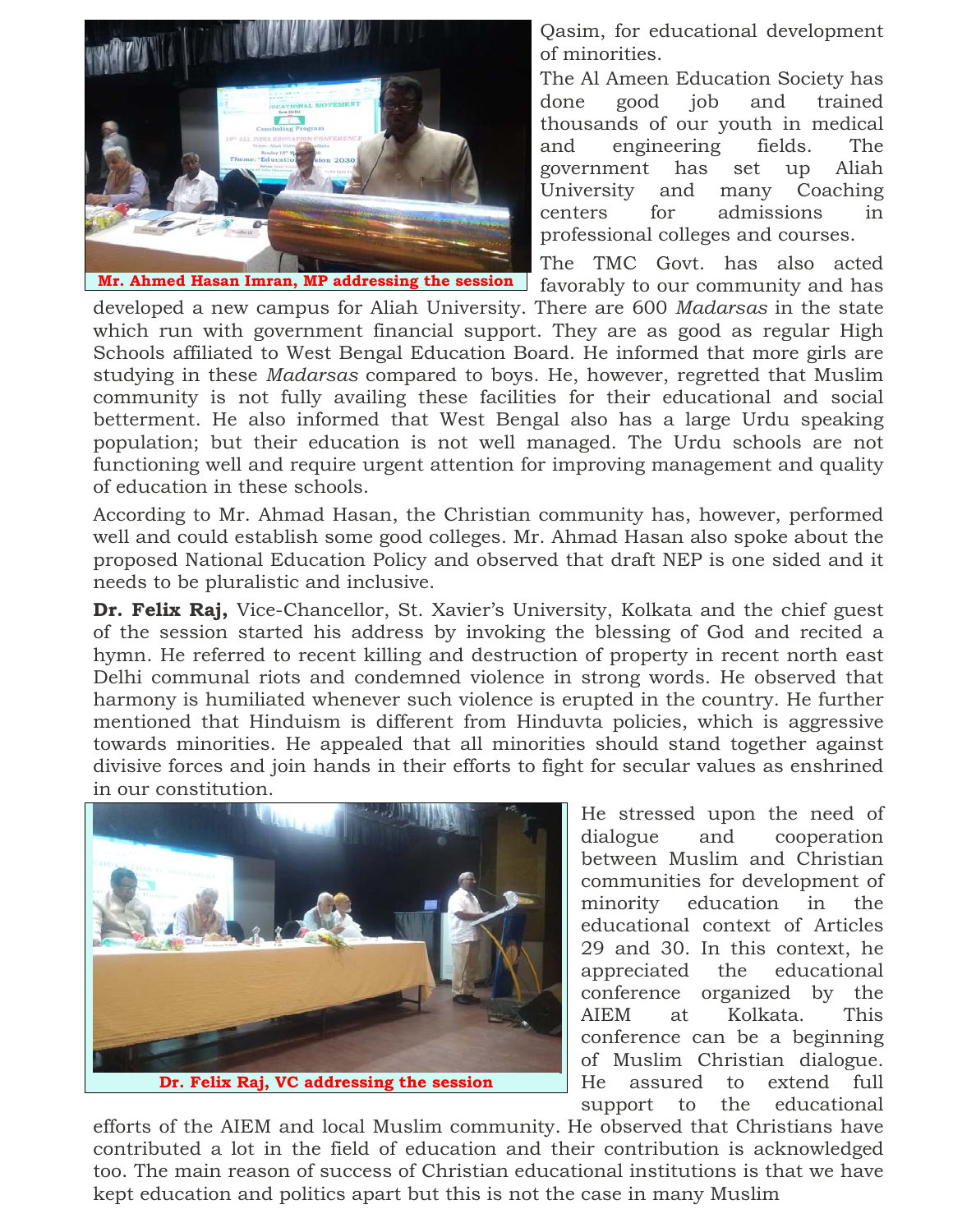Mr. Ahmed Hasan Imran, MP addressing the session

Qasim, for educational development of minorities.

The Al Ameen Education Society has done good job and trained thousands of our youth in medical and engineering fields. The government has set up Aliah University and many Coaching centers for admissions in professional colleges and courses.

The TMC Govt. has also acted favorably to our community and has developed a new campus for Aliah University. There are 600 *Madarsas* in the state which run with government financial support. They are as good as regular High Schools affiliated to West Bengal Education Board. He informed that more girls are studying in these *Madarsas* compared to boys. He, however, regretted that Muslim community is not fully availing these facilities for their educational and social betterment. He also informed that West Bengal also has a large Urdu speaking population; but their education is not well managed. The Urdu schools are not functioning well and require urgent attention for improving management and quality of education in these schools.

According to Mr. Ahmad Hasan, the Christian community has, however, performed well and could establish some good colleges. Mr. Ahmad Hasan also spoke about the proposed National Education Policy and observed that draft NEP is one sided and it needs to be pluralistic and inclusive.

**Dr. Felix Raj,** Vice-Chancellor, St. Xavier's University, Kolkata and the chief guest of the session started his address by invoking the blessing of God and recited a hymn. He referred to recent killing and destruction of property in recent north east Delhi communal riots and condemned violence in strong words. He observed that harmony is humiliated whenever such violence is erupted in the country. He further mentioned that Hinduism is different from Hinduvta policies, which is aggressive towards minorities. He appealed that all minorities should stand together against divisive forces and join hands in their efforts to fight for secular values as enshrined in our constitution.

Dr. Felix Raj, VC addressing the session

He stressed upon the need of dialogue and cooperation between Muslim and Christian communities for development of minority education in the educational context of Articles 29 and 30. In this context, he appreciated the educational conference organized by the AIEM at Kolkata. This conference can be a beginning of Muslim Christian dialogue. He assured to extend full support to the educational efforts of the AIEM and local Muslim community. He observed that Christians have contributed a lot in the field of education and their contribution is acknowledged too. The main reason of success of Christian educational institutions is that we have kept education and politics apart but this is not the case in many Muslim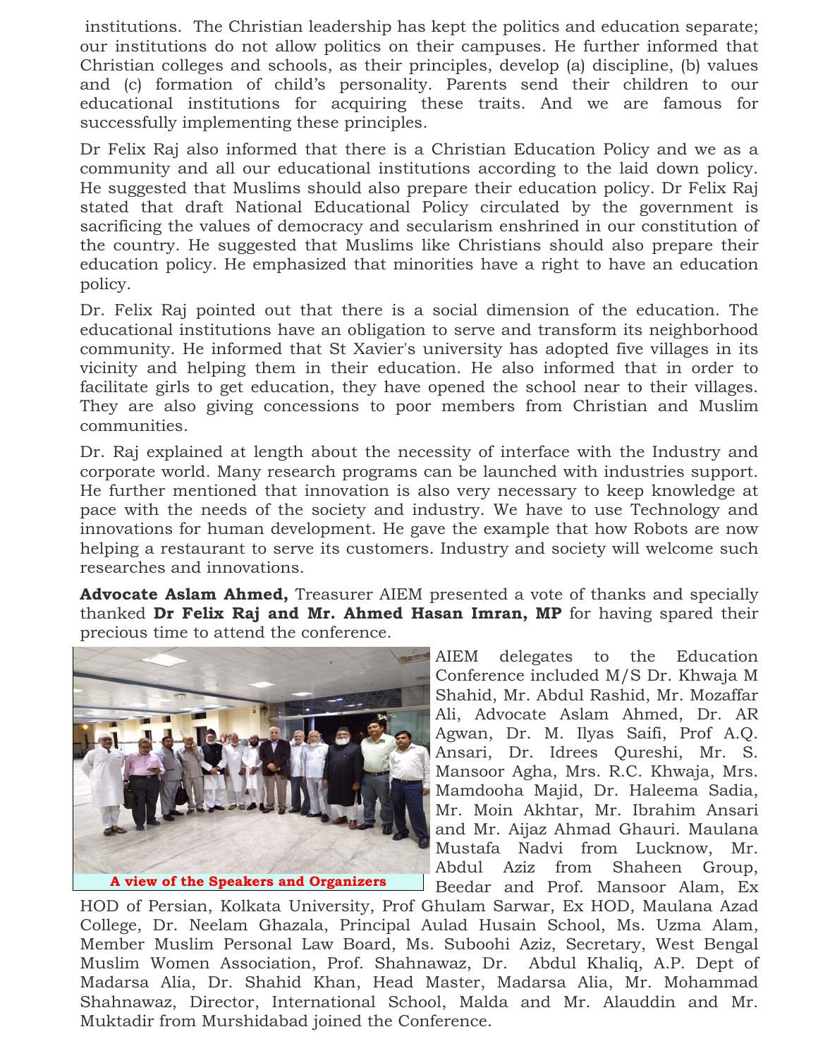institutions. The Christian leadership has kept the politics and education separate; our institutions do not allow politics on their campuses. He further informed that Christian colleges and schools, as their principles, develop (a) discipline, (b) values and (c) formation of child's personality. Parents send their children to our educational institutions for acquiring these traits. And we are famous for successfully implementing these principles.

Dr Felix Raj also informed that there is a Christian Education Policy and we as a community and all our educational institutions according to the laid down policy. He suggested that Muslims should also prepare their education policy. Dr Felix Raj stated that draft National Educational Policy circulated by the government is sacrificing the values of democracy and secularism enshrined in our constitution of the country. He suggested that Muslims like Christians should also prepare their education policy. He emphasized that minorities have a right to have an education policy.

Dr. Felix Raj pointed out that there is a social dimension of the education. The educational institutions have an obligation to serve and transform its neighborhood community. He informed that St Xavier's university has adopted five villages in its vicinity and helping them in their education. He also informed that in order to facilitate girls to get education, they have opened the school near to their villages. They are also giving concessions to poor members from Christian and Muslim communities.

Dr. Raj explained at length about the necessity of interface with the Industry and corporate world. Many research programs can be launched with industries support. He further mentioned that innovation is also very necessary to keep knowledge at pace with the needs of the society and industry. We have to use Technology and innovations for human development. He gave the example that how Robots are now helping a restaurant to serve its customers. Industry and society will welcome such researches and innovations.

**Advocate Aslam Ahmed,** Treasurer AIEM presented a vote of thanks and specially thanked **Dr Felix Raj and Mr. Ahmed Hasan Imran, MP** for having spared their precious time to attend the conference.

A view of the Speakers and Organizers

AIEM delegates to the Education Conference included M/S Dr. Khwaja M Shahid, Mr. Abdul Rashid, Mr. Mozaffar Ali, Advocate Aslam Ahmed, Dr. AR Agwan, Dr. M. Ilyas Saifi, Prof A.Q. Ansari, Dr. Idrees Qureshi, Mr. S. Mansoor Agha, Mrs. R.C. Khwaja, Mrs. Mamdooha Majid, Dr. Haleema Sadia, Mr. Moin Akhtar, Mr. Ibrahim Ansari and Mr. Aijaz Ahmad Ghauri. Maulana Mustafa Nadvi from Lucknow, Mr. Abdul Aziz from Shaheen Group, Beedar and Prof. Mansoor Alam, Ex HOD of Persian, Kolkata University, Prof Ghulam Sarwar, Ex HOD, Maulana Azad College, Dr. Neelam Ghazala, Principal Aulad Husain School, Ms. Uzma Alam, Member Muslim Personal Law Board, Ms. Suboohi Aziz, Secretary, West Bengal Muslim Women Association, Prof. Shahnawaz, Dr. Abdul Khaliq, A.P. Dept of Madarsa Alia, Dr. Shahid Khan, Head Master, Madarsa Alia, Mr. Mohammad Shahnawaz, Director, International School, Malda and Mr. Alauddin and Mr. Muktadir from Murshidabad joined the Conference.